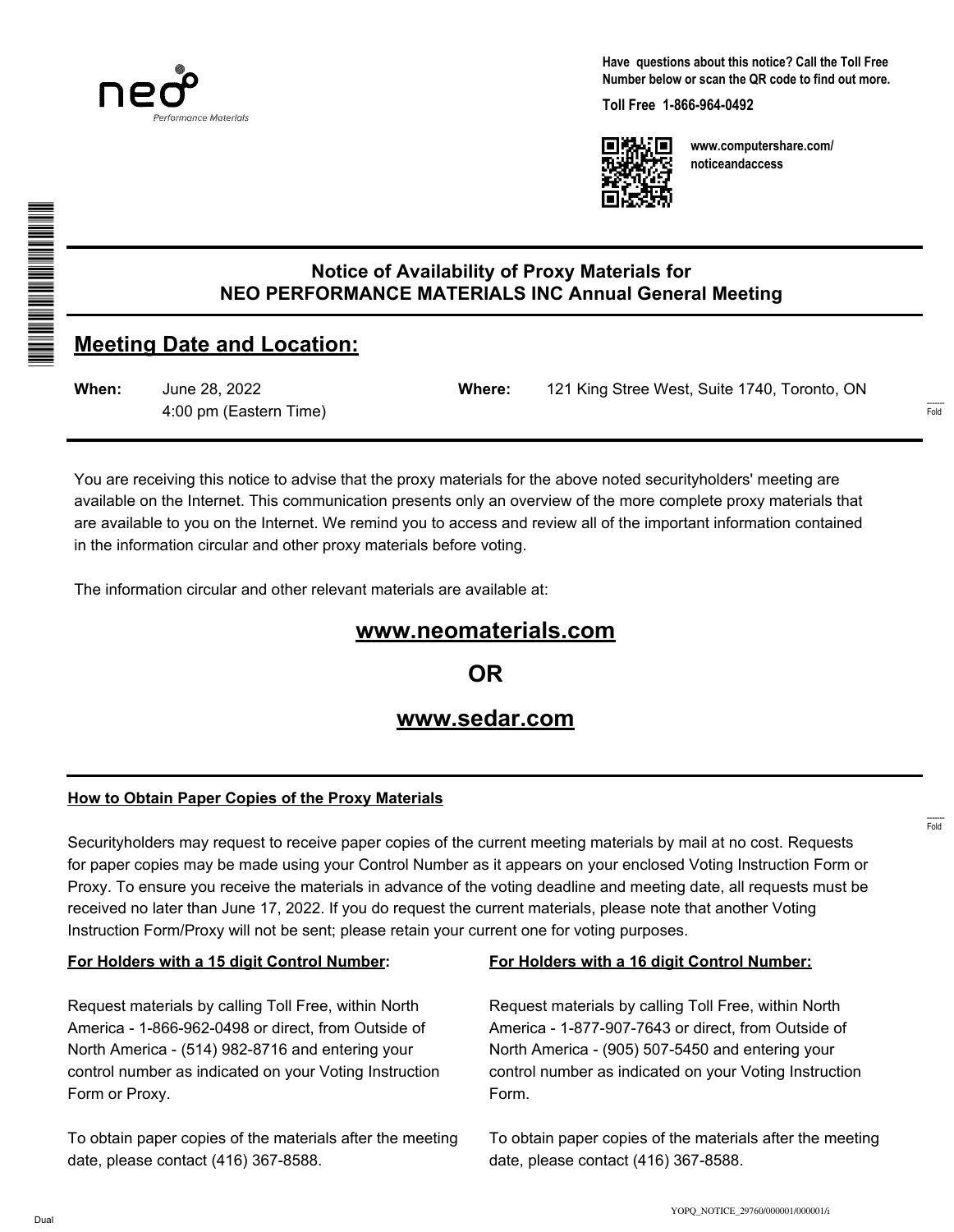Have questions about this notice? Call the Toll Free Number below or scan the QR code to find out more.

**Toll Free 1-866-964-0492**

**www.computershare.com/noticeandaccess**

## Notice of Availability of Proxy Materials for NEO PERFORMANCE MATERIALS INC Annual General Meeting

## Meeting Date and Location:

**When:** June 28, 2022
4:00 pm (Eastern Time)

**Where:** 121 King Stree West, Suite 1740, Toronto, ON

You are receiving this notice to advise that the proxy materials for the above noted securityholders' meeting are available on the Internet. This communication presents only an overview of the more complete proxy materials that are available to you on the Internet. We remind you to access and review all of the important information contained in the information circular and other proxy materials before voting.

The information circular and other relevant materials are available at:

**www.neomaterials.com**

**OR**

**www.sedar.com**

### How to Obtain Paper Copies of the Proxy Materials

Securityholders may request to receive paper copies of the current meeting materials by mail at no cost. Requests for paper copies may be made using your Control Number as it appears on your enclosed Voting Instruction Form or Proxy. To ensure you receive the materials in advance of the voting deadline and meeting date, all requests must be received no later than June 17, 2022. If you do request the current materials, please note that another Voting Instruction Form/Proxy will not be sent; please retain your current one for voting purposes.

**For Holders with a 15 digit Control Number:**

Request materials by calling Toll Free, within North America - 1-866-962-0498 or direct, from Outside of North America - (514) 982-8716 and entering your control number as indicated on your Voting Instruction Form or Proxy.

To obtain paper copies of the materials after the meeting date, please contact (416) 367-8588.

**For Holders with a 16 digit Control Number:**

Request materials by calling Toll Free, within North America - 1-877-907-7643 or direct, from Outside of North America - (905) 507-5450 and entering your control number as indicated on your Voting Instruction Form.

To obtain paper copies of the materials after the meeting date, please contact (416) 367-8588.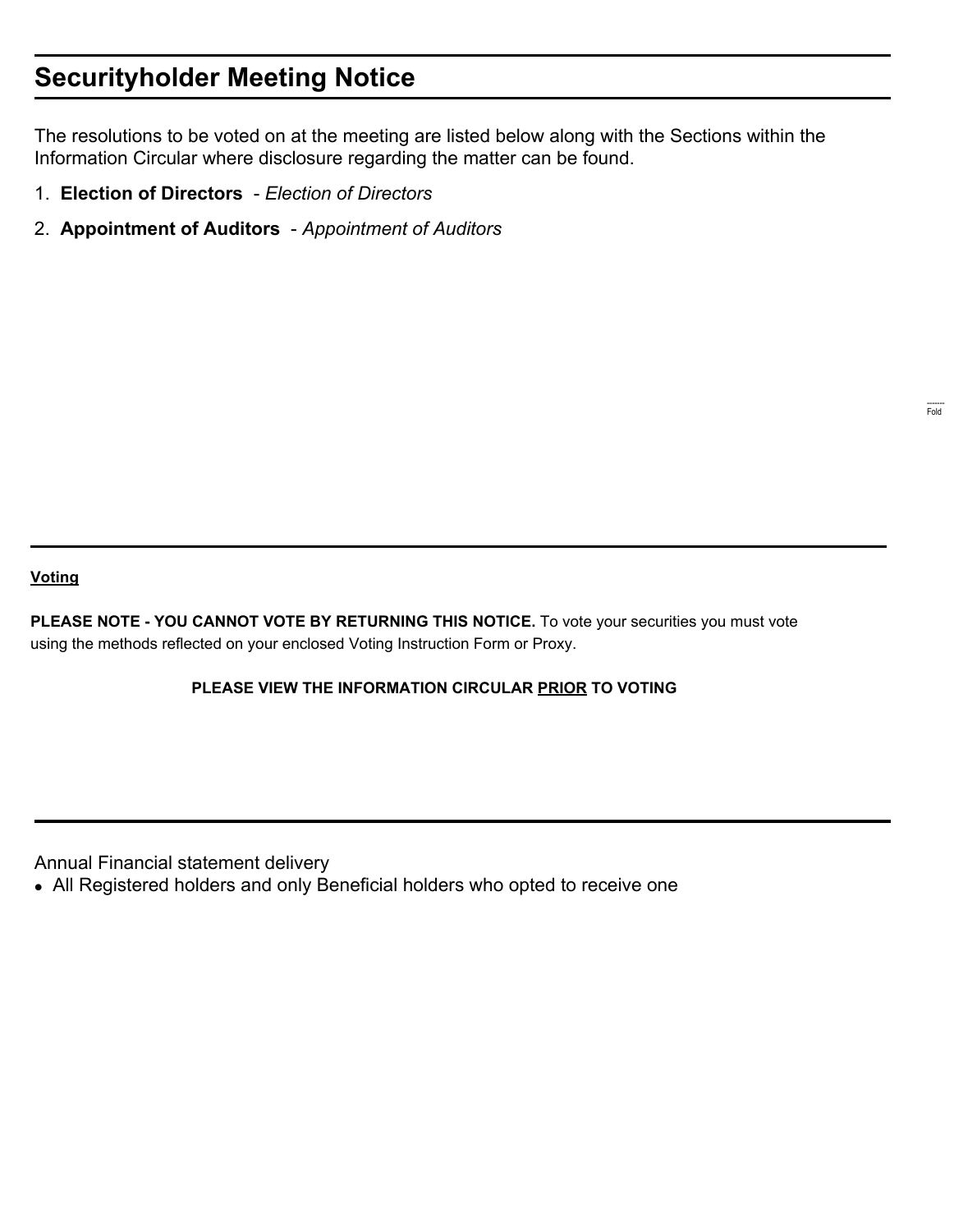# Securityholder Meeting Notice

The resolutions to be voted on at the meeting are listed below along with the Sections within the Information Circular where disclosure regarding the matter can be found.

1. **Election of Directors** - *Election of Directors*
2. **Appointment of Auditors** - *Appointment of Auditors*

Fold

**Voting**

**PLEASE NOTE - YOU CANNOT VOTE BY RETURNING THIS NOTICE.** To vote your securities you must vote using the methods reflected on your enclosed Voting Instruction Form or Proxy.

**PLEASE VIEW THE INFORMATION CIRCULAR PRIOR TO VOTING**

Annual Financial statement delivery

- All Registered holders and only Beneficial holders who opted to receive one